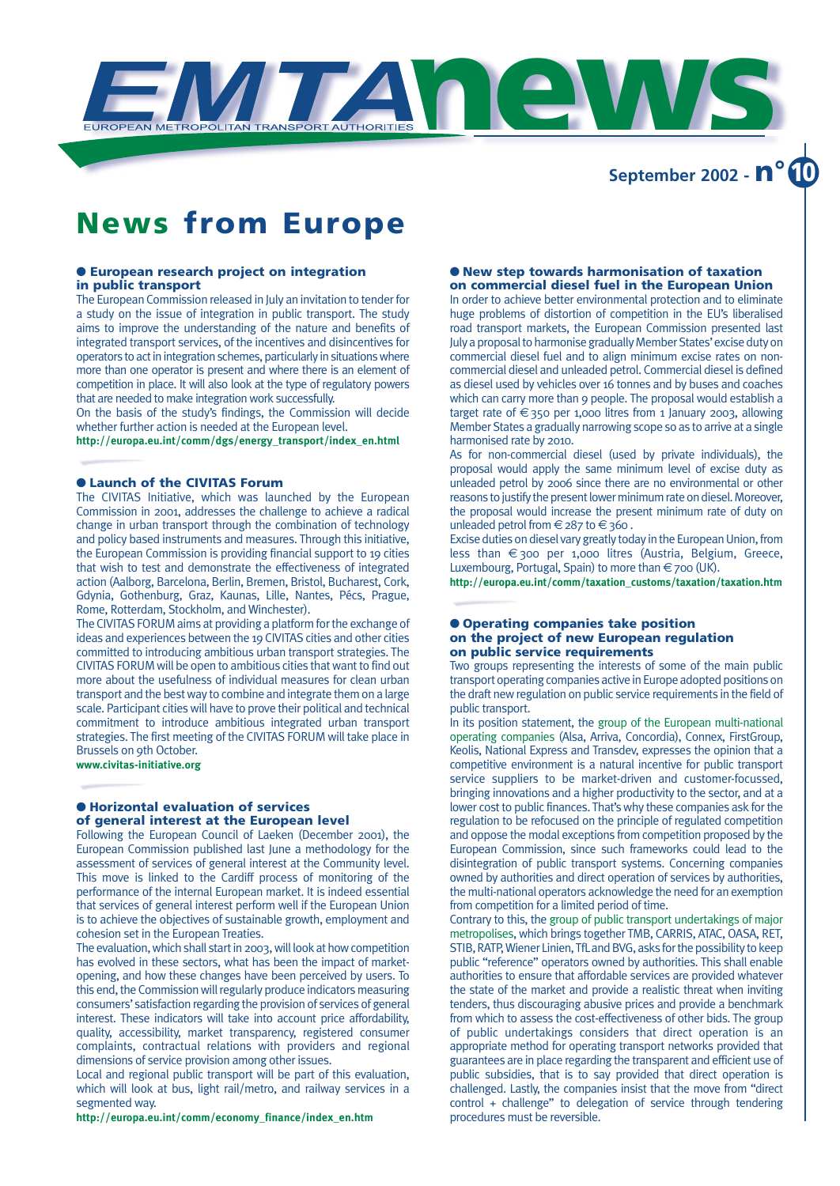# EMTA news

EUROPEAN METROPOLITAN TRANSPORT AUTHORITIES

September 2002 - n° 10

# News from Europe

## European research project on integration in public transport

The European Commission released in July an invitation to tender for a study on the issue of integration in public transport. The study aims to improve the understanding of the nature and benefits of integrated transport services, of the incentives and disincentives for operators to act in integration schemes, particularly in situations where more than one operator is present and where there is an element of competition in place. It will also look at the type of regulatory powers that are needed to make integration work successfully.

On the basis of the study's findings, the Commission will decide whether further action is needed at the European level.

**http://europa.eu.int/comm/dgs/energy_transport/index_en.html**

## Launch of the CIVITAS Forum

The CIVITAS Initiative, which was launched by the European Commission in 2001, addresses the challenge to achieve a radical change in urban transport through the combination of technology and policy based instruments and measures. Through this initiative, the European Commission is providing financial support to 19 cities that wish to test and demonstrate the effectiveness of integrated action (Aalborg, Barcelona, Berlin, Bremen, Bristol, Bucharest, Cork, Gdynia, Gothenburg, Graz, Kaunas, Lille, Nantes, Pécs, Prague, Rome, Rotterdam, Stockholm, and Winchester).

The CIVITAS FORUM aims at providing a platform for the exchange of ideas and experiences between the 19 CIVITAS cities and other cities committed to introducing ambitious urban transport strategies. The CIVITAS FORUM will be open to ambitious cities that want to find out more about the usefulness of individual measures for clean urban transport and the best way to combine and integrate them on a large scale. Participant cities will have to prove their political and technical commitment to introduce ambitious integrated urban transport strategies. The first meeting of the CIVITAS FORUM will take place in Brussels on 9th October.

**www.civitas-initiative.org**

## Horizontal evaluation of services of general interest at the European level

Following the European Council of Laeken (December 2001), the European Commission published last June a methodology for the assessment of services of general interest at the Community level. This move is linked to the Cardiff process of monitoring of the performance of the internal European market. It is indeed essential that services of general interest perform well if the European Union is to achieve the objectives of sustainable growth, employment and cohesion set in the European Treaties.

The evaluation, which shall start in 2003, will look at how competition has evolved in these sectors, what has been the impact of market-opening, and how these changes have been perceived by users. To this end, the Commission will regularly produce indicators measuring consumers' satisfaction regarding the provision of services of general interest. These indicators will take into account price affordability, quality, accessibility, market transparency, registered consumer complaints, contractual relations with providers and regional dimensions of service provision among other issues.

Local and regional public transport will be part of this evaluation, which will look at bus, light rail/metro, and railway services in a segmented way.

**http://europa.eu.int/comm/economy_finance/index_en.htm**

## New step towards harmonisation of taxation on commercial diesel fuel in the European Union

In order to achieve better environmental protection and to eliminate huge problems of distortion of competition in the EU's liberalised road transport markets, the European Commission presented last July a proposal to harmonise gradually Member States' excise duty on commercial diesel fuel and to align minimum excise rates on non-commercial diesel and unleaded petrol. Commercial diesel is defined as diesel used by vehicles over 16 tonnes and by buses and coaches which can carry more than 9 people. The proposal would establish a target rate of € 350 per 1,000 litres from 1 January 2003, allowing Member States a gradually narrowing scope so as to arrive at a single harmonised rate by 2010.

As for non-commercial diesel (used by private individuals), the proposal would apply the same minimum level of excise duty as unleaded petrol by 2006 since there are no environmental or other reasons to justify the present lower minimum rate on diesel. Moreover, the proposal would increase the present minimum rate of duty on unleaded petrol from € 287 to € 360 .

Excise duties on diesel vary greatly today in the European Union, from less than € 300 per 1,000 litres (Austria, Belgium, Greece, Luxembourg, Portugal, Spain) to more than € 700 (UK).

**http://europa.eu.int/comm/taxation_customs/taxation/taxation.htm**

## Operating companies take position on the project of new European regulation on public service requirements

Two groups representing the interests of some of the main public transport operating companies active in Europe adopted positions on the draft new regulation on public service requirements in the field of public transport.

In its position statement, the group of the European multi-national operating companies (Alsa, Arriva, Concordia), Connex, FirstGroup, Keolis, National Express and Transdev, expresses the opinion that a competitive environment is a natural incentive for public transport service suppliers to be market-driven and customer-focussed, bringing innovations and a higher productivity to the sector, and at a lower cost to public finances. That's why these companies ask for the regulation to be refocused on the principle of regulated competition and oppose the modal exceptions from competition proposed by the European Commission, since such frameworks could lead to the disintegration of public transport systems. Concerning companies owned by authorities and direct operation of services by authorities, the multi-national operators acknowledge the need for an exemption from competition for a limited period of time.

Contrary to this, the group of public transport undertakings of major metropolises, which brings together TMB, CARRIS, ATAC, OASA, RET, STIB, RATP, Wiener Linien, TfL and BVG, asks for the possibility to keep public "reference" operators owned by authorities. This shall enable authorities to ensure that affordable services are provided whatever the state of the market and provide a realistic threat when inviting tenders, thus discouraging abusive prices and provide a benchmark from which to assess the cost-effectiveness of other bids. The group of public undertakings considers that direct operation is an appropriate method for operating transport networks provided that guarantees are in place regarding the transparent and efficient use of public subsidies, that is to say provided that direct operation is challenged. Lastly, the companies insist that the move from "direct control + challenge" to delegation of service through tendering procedures must be reversible.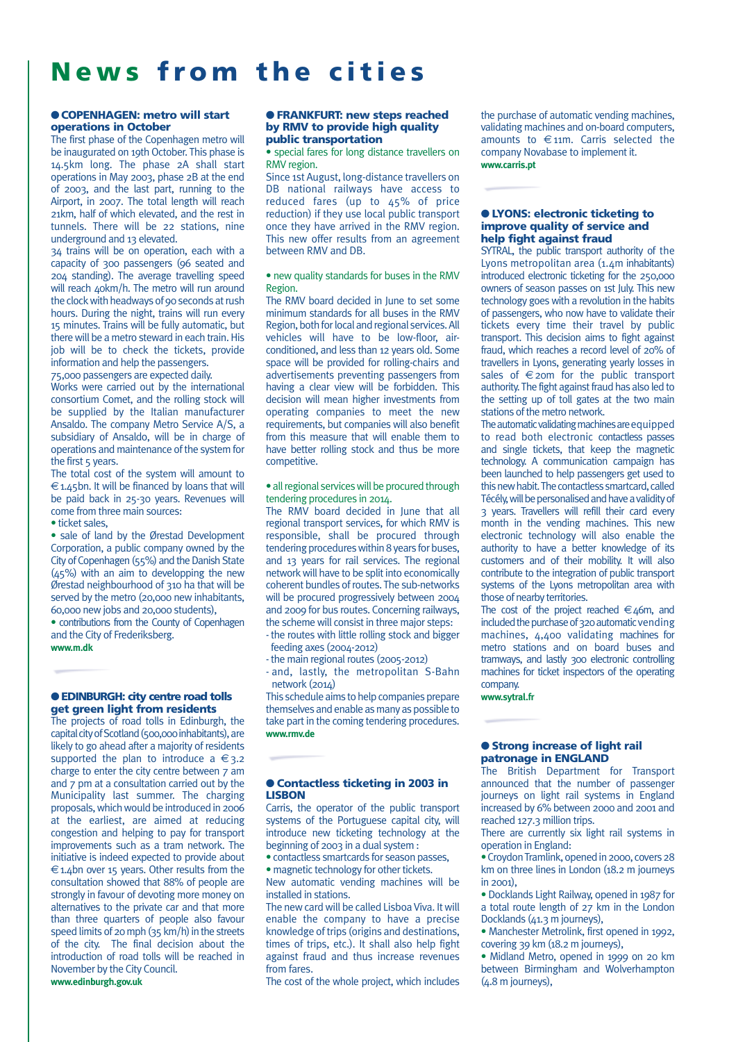# News from the cities

## ● COPENHAGEN: metro will start operations in October

The first phase of the Copenhagen metro will be inaugurated on 19th October. This phase is 14.5km long. The phase 2A shall start operations in May 2003, phase 2B at the end of 2003, and the last part, running to the Airport, in 2007. The total length will reach 21km, half of which elevated, and the rest in tunnels. There will be 22 stations, nine underground and 13 elevated.

34 trains will be on operation, each with a capacity of 300 passengers (96 seated and 204 standing). The average travelling speed will reach 40km/h. The metro will run around the clock with headways of 90 seconds at rush hours. During the night, trains will run every 15 minutes. Trains will be fully automatic, but there will be a metro steward in each train. His job will be to check the tickets, provide information and help the passengers.

75,000 passengers are expected daily.

Works were carried out by the international consortium Comet, and the rolling stock will be supplied by the Italian manufacturer Ansaldo. The company Metro Service A/S, a subsidiary of Ansaldo, will be in charge of operations and maintenance of the system for the first 5 years.

The total cost of the system will amount to €1.45bn. It will be financed by loans that will be paid back in 25-30 years. Revenues will come from three main sources:

- ticket sales,
- sale of land by the Ørestad Development Corporation, a public company owned by the City of Copenhagen (55%) and the Danish State (45%) with an aim to developping the new Ørestad neighbourhood of 310 ha that will be served by the metro (20,000 new inhabitants, 60,000 new jobs and 20,000 students),
- contributions from the County of Copenhagen and the City of Frederiksberg.

www.m.dk

## ● EDINBURGH: city centre road tolls get green light from residents

The projects of road tolls in Edinburgh, the capital city of Scotland (500,000 inhabitants), are likely to go ahead after a majority of residents supported the plan to introduce a €3.2 charge to enter the city centre between 7 am and 7 pm at a consultation carried out by the Municipality last summer. The charging proposals, which would be introduced in 2006 at the earliest, are aimed at reducing congestion and helping to pay for transport improvements such as a tram network. The initiative is indeed expected to provide about €1.4bn over 15 years. Other results from the consultation showed that 88% of people are strongly in favour of devoting more money on alternatives to the private car and that more than three quarters of people also favour speed limits of 20 mph (35 km/h) in the streets of the city. The final decision about the introduction of road tolls will be reached in November by the City Council.

www.edinburgh.gov.uk

## ● FRANKFURT: new steps reached by RMV to provide high quality public transportation

- special fares for long distance travellers on RMV region.

Since 1st August, long-distance travellers on DB national railways have access to reduced fares (up to 45% of price reduction) if they use local public transport once they have arrived in the RMV region. This new offer results from an agreement between RMV and DB.

- new quality standards for buses in the RMV Region.

The RMV board decided in June to set some minimum standards for all buses in the RMV Region, both for local and regional services. All vehicles will have to be low-floor, air-conditioned, and less than 12 years old. Some space will be provided for rolling-chairs and advertisements preventing passengers from having a clear view will be forbidden. This decision will mean higher investments from operating companies to meet the new requirements, but companies will also benefit from this measure that will enable them to have better rolling stock and thus be more competitive.

- all regional services will be procured through tendering procedures in 2014.

The RMV board decided in June that all regional transport services, for which RMV is responsible, shall be procured through tendering procedures within 8 years for buses, and 13 years for rail services. The regional network will have to be split into economically coherent bundles of routes. The sub-networks will be procured progressively between 2004 and 2008 for bus routes. Concerning railways, the scheme will consist in three major steps:

- the routes with little rolling stock and bigger feeding axes (2004-2012)
- the main regional routes (2005-2012)
- and, lastly, the metropolitan S-Bahn network (2014)

This schedule aims to help companies prepare themselves and enable as many as possible to take part in the coming tendering procedures.

www.rmv.de

## ● Contactless ticketing in 2003 in LISBON

Carris, the operator of the public transport systems of the Portuguese capital city, will introduce new ticketing technology at the beginning of 2003 in a dual system :

- contactless smartcards for season passes,
- magnetic technology for other tickets.

New automatic vending machines will be installed in stations.

The new card will be called Lisboa Viva. It will enable the company to have a precise knowledge of trips (origins and destinations, times of trips, etc.). It shall also help fight against fraud and thus increase revenues from fares.

The cost of the whole project, which includes the purchase of automatic vending machines, validating machines and on-board computers, amounts to €11m. Carris selected the company Novabase to implement it.

www.carris.pt

## ● LYONS: electronic ticketing to improve quality of service and help fight against fraud

SYTRAL, the public transport authority of the Lyons metropolitan area (1.4m inhabitants) introduced electronic ticketing for the 250,000 owners of season passes on 1st July. This new technology goes with a revolution in the habits of passengers, who now have to validate their tickets every time their travel by public transport. This decision aims to fight against fraud, which reaches a record level of 20% of travellers in Lyons, generating yearly losses in sales of €20m for the public transport authority. The fight against fraud has also led to the setting up of toll gates at the two main stations of the metro network.

The automatic validating machines are equipped to read both electronic contactless passes and single tickets, that keep the magnetic technology. A communication campaign has been launched to help passengers get used to this new habit. The contactless smartcard, called Técély, will be personalised and have a validity of 3 years. Travellers will refill their card every month in the vending machines. This new electronic technology will also enable the authority to have a better knowledge of its customers and of their mobility. It will also contribute to the integration of public transport systems of the Lyons metropolitan area with those of nearby territories.

The cost of the project reached €46m, and included the purchase of 320 automatic vending machines, 4,400 validating machines for metro stations and on board buses and tramways, and lastly 300 electronic controlling machines for ticket inspectors of the operating company.

www.sytral.fr

## ● Strong increase of light rail patronage in ENGLAND

The British Department for Transport announced that the number of passenger journeys on light rail systems in England increased by 6% between 2000 and 2001 and reached 127.3 million trips.

There are currently six light rail systems in operation in England:

- Croydon Tramlink, opened in 2000, covers 28 km on three lines in London (18.2 m journeys in 2001),
- Docklands Light Railway, opened in 1987 for a total route length of 27 km in the London Docklands (41.3 m journeys),
- Manchester Metrolink, first opened in 1992, covering 39 km (18.2 m journeys),
- Midland Metro, opened in 1999 on 20 km between Birmingham and Wolverhampton (4.8 m journeys),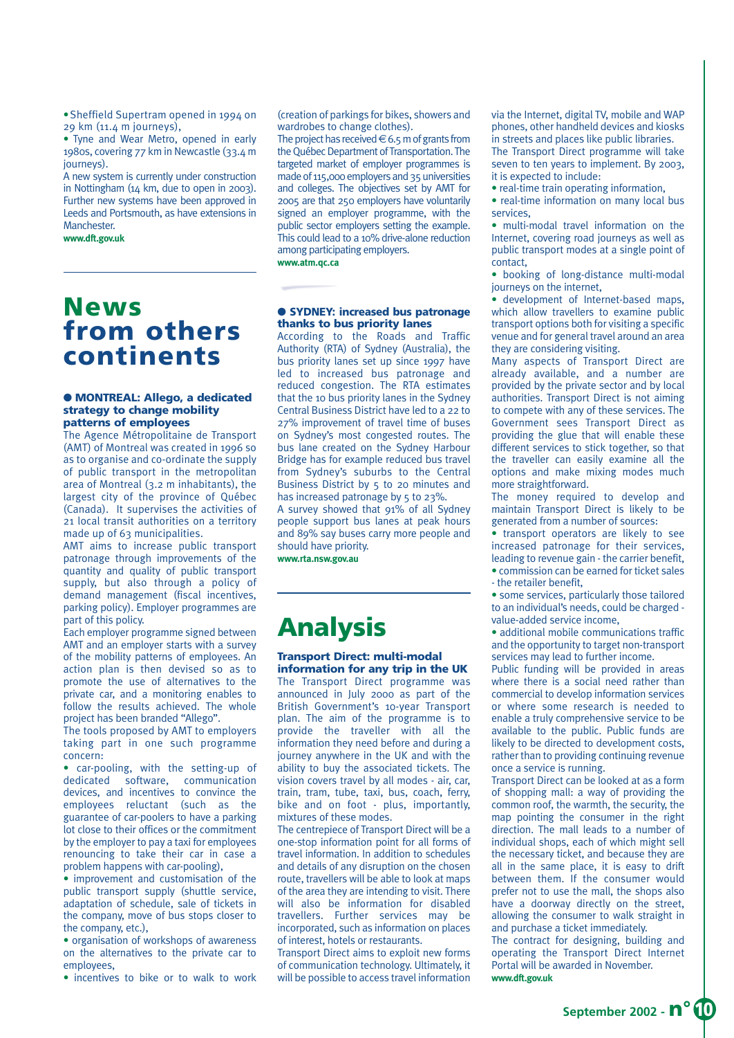• Sheffield Supertram opened in 1994 on 29 km (11.4 m journeys),

• Tyne and Wear Metro, opened in early 1980s, covering 77 km in Newcastle (33.4 m journeys).

A new system is currently under construction in Nottingham (14 km, due to open in 2003). Further new systems have been approved in Leeds and Portsmouth, as have extensions in Manchester.

**www.dft.gov.uk**

# News from others continents

### ● MONTREAL: Allego, a dedicated strategy to change mobility patterns of employees

The Agence Métropolitaine de Transport (AMT) of Montreal was created in 1996 so as to organise and co-ordinate the supply of public transport in the metropolitan area of Montreal (3.2 m inhabitants), the largest city of the province of Québec (Canada). It supervises the activities of 21 local transit authorities on a territory made up of 63 municipalities.

AMT aims to increase public transport patronage through improvements of the quantity and quality of public transport supply, but also through a policy of demand management (fiscal incentives, parking policy). Employer programmes are part of this policy.

Each employer programme signed between AMT and an employer starts with a survey of the mobility patterns of employees. An action plan is then devised so as to promote the use of alternatives to the private car, and a monitoring enables to follow the results achieved. The whole project has been branded "Allego".

The tools proposed by AMT to employers taking part in one such programme concern:

• car-pooling, with the setting-up of dedicated software, communication devices, and incentives to convince the employees reluctant (such as the guarantee of car-poolers to have a parking lot close to their offices or the commitment by the employer to pay a taxi for employees renouncing to take their car in case a problem happens with car-pooling),

• improvement and customisation of the public transport supply (shuttle service, adaptation of schedule, sale of tickets in the company, move of bus stops closer to the company, etc.),

• organisation of workshops of awareness on the alternatives to the private car to employees,

• incentives to bike or to walk to work (creation of parkings for bikes, showers and wardrobes to change clothes).

The project has received € 6.5 m of grants from the Québec Department of Transportation. The targeted market of employer programmes is made of 115,000 employers and 35 universities and colleges. The objectives set by AMT for 2005 are that 250 employers have voluntarily signed an employer programme, with the public sector employers setting the example. This could lead to a 10% drive-alone reduction among participating employers.

**www.atm.qc.ca**

### ● SYDNEY: increased bus patronage thanks to bus priority lanes

According to the Roads and Traffic Authority (RTA) of Sydney (Australia), the bus priority lanes set up since 1997 have led to increased bus patronage and reduced congestion. The RTA estimates that the 10 bus priority lanes in the Sydney Central Business District have led to a 22 to 27% improvement of travel time of buses on Sydney's most congested routes. The bus lane created on the Sydney Harbour Bridge has for example reduced bus travel from Sydney's suburbs to the Central Business District by 5 to 20 minutes and has increased patronage by 5 to 23%.

A survey showed that 91% of all Sydney people support bus lanes at peak hours and 89% say buses carry more people and should have priority.

**www.rta.nsw.gov.au**

# Analysis

### Transport Direct: multi-modal information for any trip in the UK

The Transport Direct programme was announced in July 2000 as part of the British Government's 10-year Transport plan. The aim of the programme is to provide the traveller with all the information they need before and during a journey anywhere in the UK and with the ability to buy the associated tickets. The vision covers travel by all modes - air, car, train, tram, tube, taxi, bus, coach, ferry, bike and on foot - plus, importantly, mixtures of these modes.

The centrepiece of Transport Direct will be a one-stop information point for all forms of travel information. In addition to schedules and details of any disruption on the chosen route, travellers will be able to look at maps of the area they are intending to visit. There will also be information for disabled travellers. Further services may be incorporated, such as information on places of interest, hotels or restaurants.

Transport Direct aims to exploit new forms of communication technology. Ultimately, it will be possible to access travel information via the Internet, digital TV, mobile and WAP phones, other handheld devices and kiosks in streets and places like public libraries.

The Transport Direct programme will take seven to ten years to implement. By 2003, it is expected to include:

• real-time train operating information,

• real-time information on many local bus services,

• multi-modal travel information on the Internet, covering road journeys as well as public transport modes at a single point of contact,

• booking of long-distance multi-modal journeys on the internet,

• development of Internet-based maps, which allow travellers to examine public transport options both for visiting a specific venue and for general travel around an area they are considering visiting.

Many aspects of Transport Direct are already available, and a number are provided by the private sector and by local authorities. Transport Direct is not aiming to compete with any of these services. The Government sees Transport Direct as providing the glue that will enable these different services to stick together, so that the traveller can easily examine all the options and make mixing modes much more straightforward.

The money required to develop and maintain Transport Direct is likely to be generated from a number of sources:

• transport operators are likely to see increased patronage for their services, leading to revenue gain - the carrier benefit,

• commission can be earned for ticket sales - the retailer benefit,

• some services, particularly those tailored to an individual's needs, could be charged - value-added service income,

• additional mobile communications traffic and the opportunity to target non-transport services may lead to further income.

Public funding will be provided in areas where there is a social need rather than commercial to develop information services or where some research is needed to enable a truly comprehensive service to be available to the public. Public funds are likely to be directed to development costs, rather than to providing continuing revenue once a service is running.

Transport Direct can be looked at as a form of shopping mall: a way of providing the common roof, the warmth, the security, the map pointing the consumer in the right direction. The mall leads to a number of individual shops, each of which might sell the necessary ticket, and because they are all in the same place, it is easy to drift between them. If the consumer would prefer not to use the mall, the shops also have a doorway directly on the street, allowing the consumer to walk straight in and purchase a ticket immediately.

The contract for designing, building and operating the Transport Direct Internet Portal will be awarded in November.

**www.dft.gov.uk**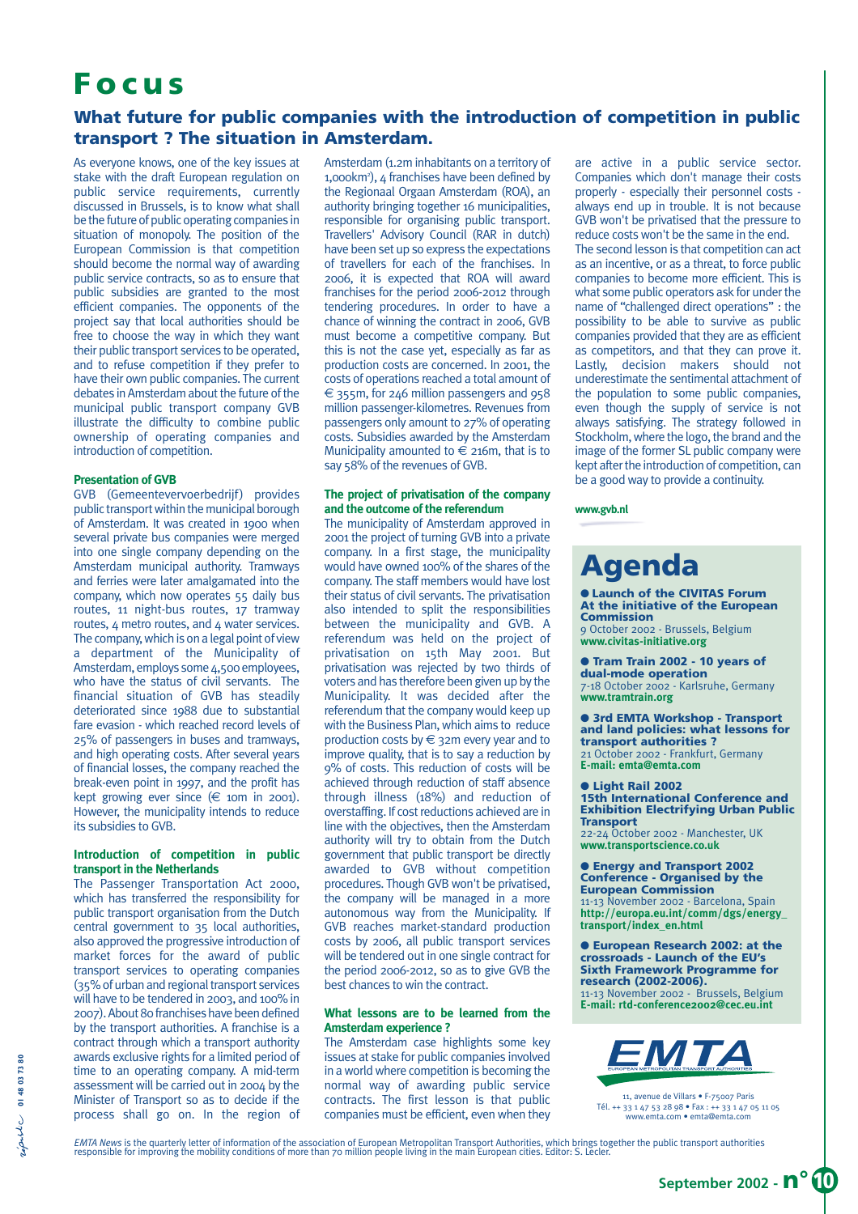# Focus

## What future for public companies with the introduction of competition in public transport ? The situation in Amsterdam.

As everyone knows, one of the key issues at stake with the draft European regulation on public service requirements, currently discussed in Brussels, is to know what shall be the future of public operating companies in situation of monopoly. The position of the European Commission is that competition should become the normal way of awarding public service contracts, so as to ensure that public subsidies are granted to the most efficient companies. The opponents of the project say that local authorities should be free to choose the way in which they want their public transport services to be operated, and to refuse competition if they prefer to have their own public companies. The current debates in Amsterdam about the future of the municipal public transport company GVB illustrate the difficulty to combine public ownership of operating companies and introduction of competition.

### Presentation of GVB

GVB (Gemeentevervoerbedrijf) provides public transport within the municipal borough of Amsterdam. It was created in 1900 when several private bus companies were merged into one single company depending on the Amsterdam municipal authority. Tramways and ferries were later amalgamated into the company, which now operates 55 daily bus routes, 11 night-bus routes, 17 tramway routes, 4 metro routes, and 4 water services. The company, which is on a legal point of view a department of the Municipality of Amsterdam, employs some 4,500 employees, who have the status of civil servants. The financial situation of GVB has steadily deteriorated since 1988 due to substantial fare evasion - which reached record levels of 25% of passengers in buses and tramways, and high operating costs. After several years of financial losses, the company reached the break-even point in 1997, and the profit has kept growing ever since (€ 10m in 2001). However, the municipality intends to reduce its subsidies to GVB.

### Introduction of competition in public transport in the Netherlands

The Passenger Transportation Act 2000, which has transferred the responsibility for public transport organisation from the Dutch central government to 35 local authorities, also approved the progressive introduction of market forces for the award of public transport services to operating companies (35% of urban and regional transport services will have to be tendered in 2003, and 100% in 2007). About 80 franchises have been defined by the transport authorities. A franchise is a contract through which a transport authority awards exclusive rights for a limited period of time to an operating company. A mid-term assessment will be carried out in 2004 by the Minister of Transport so as to decide if the process shall go on. In the region of Amsterdam (1.2m inhabitants on a territory of 1,000km²), 4 franchises have been defined by the Regionaal Orgaan Amsterdam (ROA), an authority bringing together 16 municipalities, responsible for organising public transport. Travellers' Advisory Council (RAR in dutch) have been set up so express the expectations of travellers for each of the franchises. In 2006, it is expected that ROA will award franchises for the period 2006-2012 through tendering procedures. In order to have a chance of winning the contract in 2006, GVB must become a competitive company. But this is not the case yet, especially as far as production costs are concerned. In 2001, the costs of operations reached a total amount of € 355m, for 246 million passengers and 958 million passenger-kilometres. Revenues from passengers only amount to 27% of operating costs. Subsidies awarded by the Amsterdam Municipality amounted to € 216m, that is to say 58% of the revenues of GVB.

### The project of privatisation of the company and the outcome of the referendum

The municipality of Amsterdam approved in 2001 the project of turning GVB into a private company. In a first stage, the municipality would have owned 100% of the shares of the company. The staff members would have lost their status of civil servants. The privatisation also intended to split the responsibilities between the municipality and GVB. A referendum was held on the project of privatisation on 15th May 2001. But privatisation was rejected by two thirds of voters and has therefore been given up by the Municipality. It was decided after the referendum that the company would keep up with the Business Plan, which aims to reduce production costs by € 32m every year and to improve quality, that is to say a reduction by 9% of costs. This reduction of costs will be achieved through reduction of staff absence through illness (18%) and reduction of overstaffing. If cost reductions achieved are in line with the objectives, then the Amsterdam authority will try to obtain from the Dutch government that public transport be directly awarded to GVB without competition procedures. Though GVB won't be privatised, the company will be managed in a more autonomous way from the Municipality. If GVB reaches market-standard production costs by 2006, all public transport services will be tendered out in one single contract for the period 2006-2012, so as to give GVB the best chances to win the contract.

### What lessons are to be learned from the Amsterdam experience ?

The Amsterdam case highlights some key issues at stake for public companies involved in a world where competition is becoming the normal way of awarding public service contracts. The first lesson is that public companies must be efficient, even when they are active in a public service sector. Companies which don't manage their costs properly - especially their personnel costs - always end up in trouble. It is not because GVB won't be privatised that the pressure to reduce costs won't be the same in the end.
The second lesson is that competition can act as an incentive, or as a threat, to force public companies to become more efficient. This is what some public operators ask for under the name of "challenged direct operations" : the possibility to be able to survive as public companies provided that they are as efficient as competitors, and that they can prove it. Lastly, decision makers should not underestimate the sentimental attachment of the population to some public companies, even though the supply of service is not always satisfying. The strategy followed in Stockholm, where the logo, the brand and the image of the former SL public company were kept after the introduction of competition, can be a good way to provide a continuity.

**www.gvb.nl**

# Agenda

- **Launch of the CIVITAS Forum At the initiative of the European Commission**
  9 October 2002 - Brussels, Belgium
  **www.civitas-initiative.org**

- **Tram Train 2002 - 10 years of dual-mode operation**
  7-18 October 2002 - Karlsruhe, Germany
  **www.tramtrain.org**

- **3rd EMTA Workshop - Transport and land policies: what lessons for transport authorities ?**
  21 October 2002 - Frankfurt, Germany
  **E-mail: emta@emta.com**

- **Light Rail 2002**
  **15th International Conference and Exhibition Electrifying Urban Public Transport**
  22-24 October 2002 - Manchester, UK
  **www.transportscience.co.uk**

- **Energy and Transport 2002 Conference - Organised by the European Commission**
  11-13 November 2002 - Barcelona, Spain
  **http://europa.eu.int/comm/dgs/energy_transport/index_en.html**

- **European Research 2002: at the crossroads - Launch of the EU's Sixth Framework Programme for research (2002-2006).**
  11-13 November 2002 - Brussels, Belgium
  **E-mail: rtd-conference2002@cec.eu.int**

EMTA – European Metropolitan Transport Authorities

11, avenue de Villars • F-75007 Paris
Tél. ++ 33 1 47 53 28 98 • Fax : ++ 33 1 47 05 11 05
www.emta.com • emta@emta.com

*EMTA News* is the quarterly letter of information of the association of European Metropolitan Transport Authorities, which brings together the public transport authorities responsible for improving the mobility conditions of more than 70 million people living in the main European cities. Editor: S. Lecler.

September 2002 - n° 10